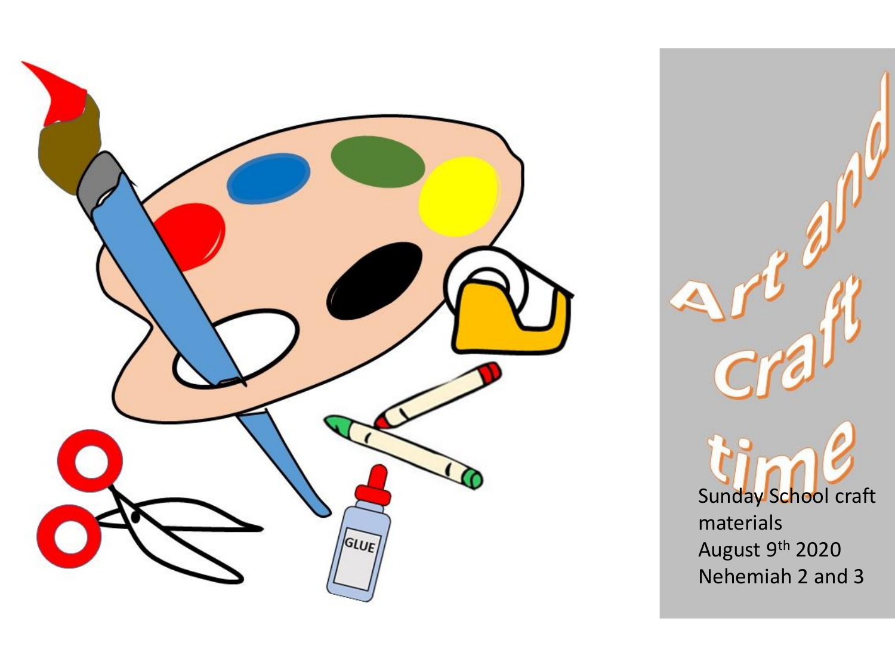# Art and Craft time

Sunday School craft materials
August 9th 2020
Nehemiah 2 and 3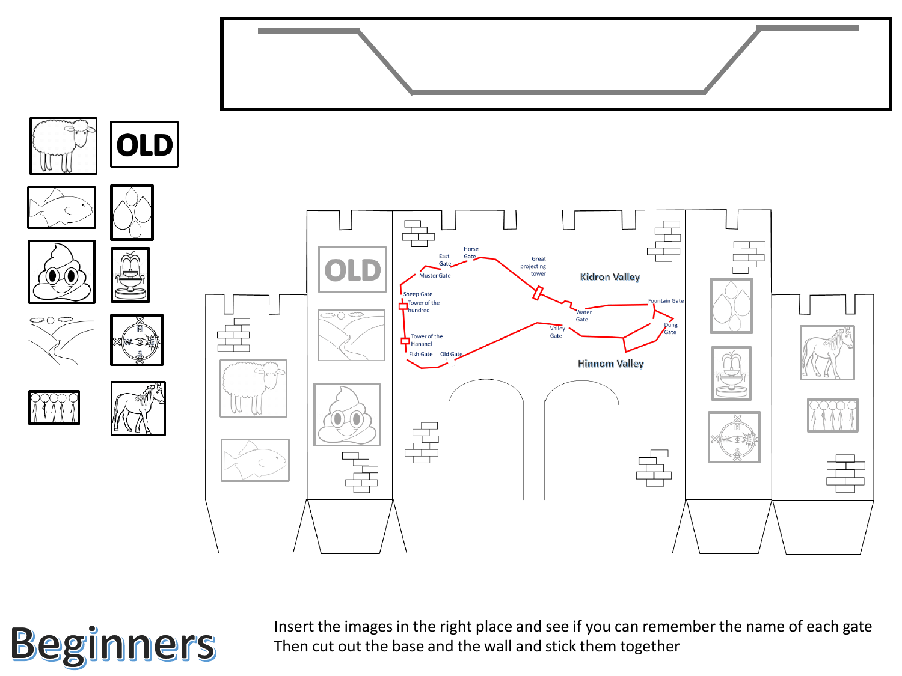OLD

OLD

Horse Gate

East Gate

Great projecting tower

Muster Gate

Kidron Valley

Sheep Gate

Tower of the hundred

Fountain Gate

Water Gate

Valley Gate

Dung Gate

Tower of the Hananel

Fish Gate

Old Gate

Hinnom Valley

# Beginners

Insert the images in the right place and see if you can remember the name of each gate
Then cut out the base and the wall and stick them together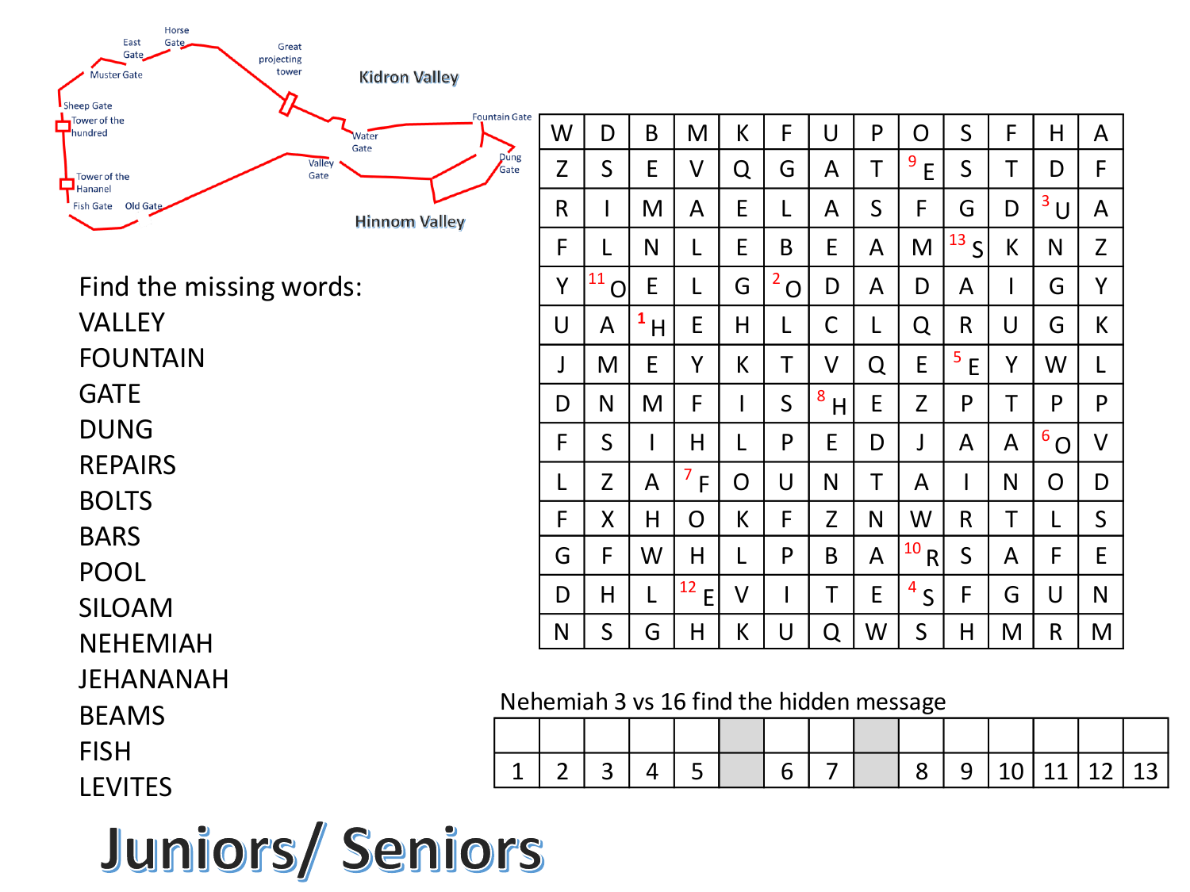Horse Gate

East Gate

Muster Gate

Great projecting tower

Kidron Valley

Sheep Gate

Tower of the hundred

Water Gate

Fountain Gate

Valley Gate

Dung Gate

Tower of the Hananel

Fish Gate

Old Gate

Hinnom Valley

Find the missing words:

VALLEY
FOUNTAIN
GATE
DUNG
REPAIRS
BOLTS
BARS
POOL
SILOAM
NEHEMIAH
JEHANANAH
BEAMS
FISH
LEVITES

| | | | | | | | | | | | | |
|---|---|---|---|---|---|---|---|---|---|---|---|---|
| W | D | B | M | K | F | U | P | O | S | F | H | A |
| Z | S | E | V | Q | G | A | T | [9] E | S | T | D | F |
| R | I | M | A | E | L | A | S | F | G | D | [3] U | A |
| F | L | N | L | E | B | E | A | M | [13] S | K | N | Z |
| Y | [11] O | E | L | G | [2] O | D | A | D | A | I | G | Y |
| U | A | [1] H | E | H | L | C | L | Q | R | U | G | K |
| J | M | E | Y | K | T | V | Q | E | [5] E | Y | W | L |
| D | N | M | F | I | S | [8] H | E | Z | P | T | P | P |
| F | S | I | H | L | P | E | D | J | A | A | [6] O | V |
| L | Z | A | [7] F | O | U | N | T | A | I | N | O | D |
| F | X | H | O | K | F | Z | N | W | R | T | L | S |
| G | F | W | H | L | P | B | A | [10] R | S | A | F | E |
| D | H | L | [12] E | V | I | T | E | [4] S | F | G | U | N |
| N | S | G | H | K | U | Q | W | S | H | M | R | M |

Nehemiah 3 vs 16 find the hidden message

| | | | | | | | | | | | | | | |
|---|---|---|---|---|---|---|---|---|---|---|---|---|---|---|
| | | | | | | | | | | | | | | |
| 1 | 2 | 3 | 4 | 5 | | 6 | 7 | | 8 | 9 | 10 | 11 | 12 | 13 |

# Juniors/ Seniors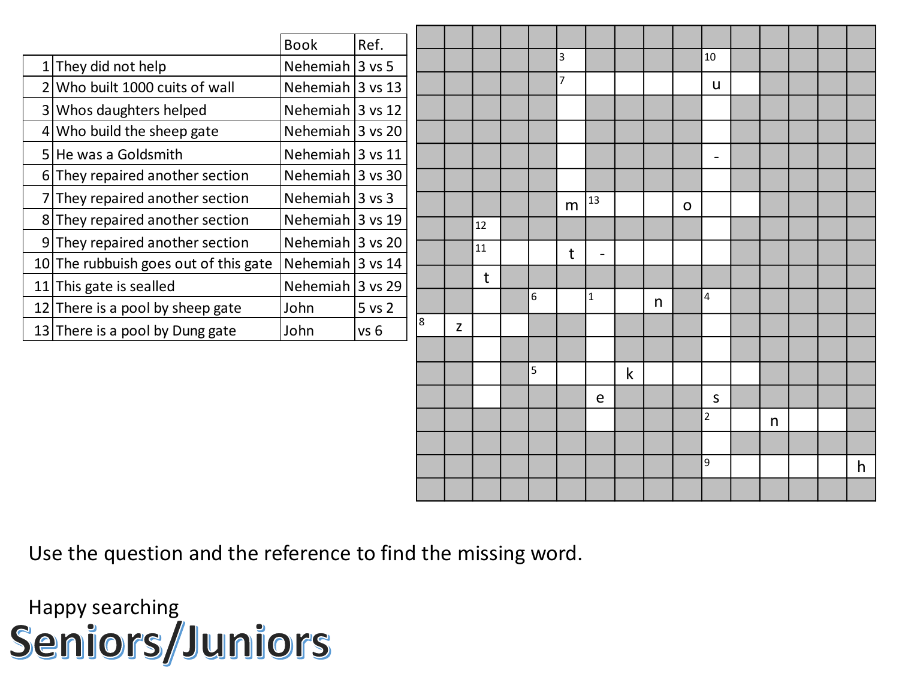| | | Book | Ref. |
|---|---|---|---|
| 1 | They did not help | Nehemiah | 3 vs 5 |
| 2 | Who built 1000 cuits of wall | Nehemiah | 3 vs 13 |
| 3 | Whos daughters helped | Nehemiah | 3 vs 12 |
| 4 | Who build the sheep gate | Nehemiah | 3 vs 20 |
| 5 | He was a Goldsmith | Nehemiah | 3 vs 11 |
| 6 | They repaired another section | Nehemiah | 3 vs 30 |
| 7 | They repaired another section | Nehemiah | 3 vs 3 |
| 8 | They repaired another section | Nehemiah | 3 vs 19 |
| 9 | They repaired another section | Nehemiah | 3 vs 20 |
| 10 | The rubbuish goes out of this gate | Nehemiah | 3 vs 14 |
| 11 | This gate is sealled | Nehemiah | 3 vs 29 |
| 12 | There is a pool by sheep gate | John | 5 vs 2 |
| 13 | There is a pool by Dung gate | John | vs 6 |

Use the question and the reference to find the missing word.

Happy searching

# Seniors/Juniors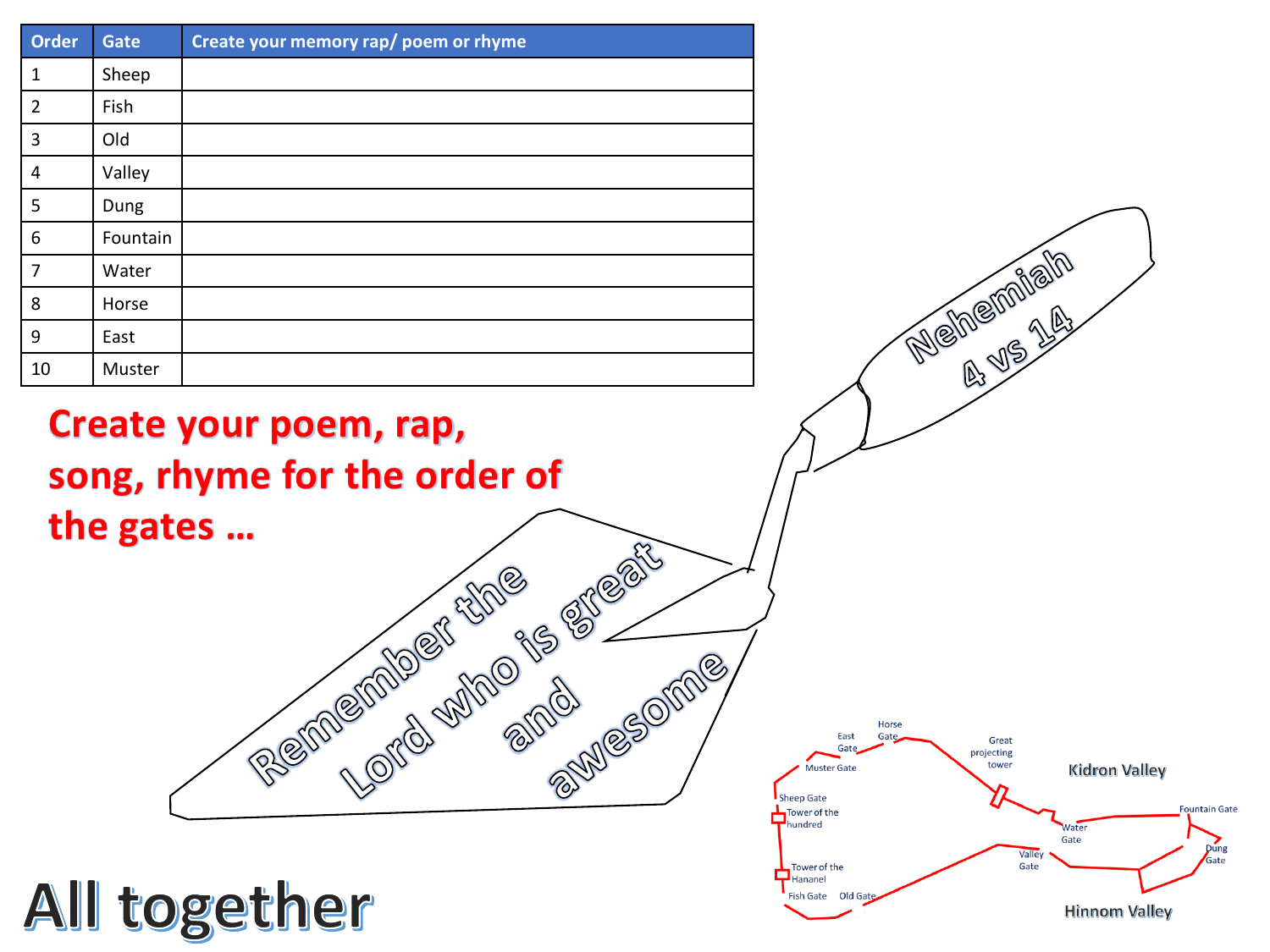| Order | Gate | Create your memory rap/ poem or rhyme |
|---|---|---|
| 1 | Sheep | |
| 2 | Fish | |
| 3 | Old | |
| 4 | Valley | |
| 5 | Dung | |
| 6 | Fountain | |
| 7 | Water | |
| 8 | Horse | |
| 9 | East | |
| 10 | Muster | |

**Create your poem, rap, song, rhyme for the order of the gates …**

Nehemiah 4 vs 14

Remember the Lord who is great and awesome

East Gate
Horse Gate
Great projecting tower
Kidron Valley
Muster Gate
Sheep Gate
Tower of the hundred
Fountain Gate
Water Gate
Dung Gate
Valley Gate
Tower of the Hananel
Fish Gate
Old Gate
Hinnom Valley

# All together